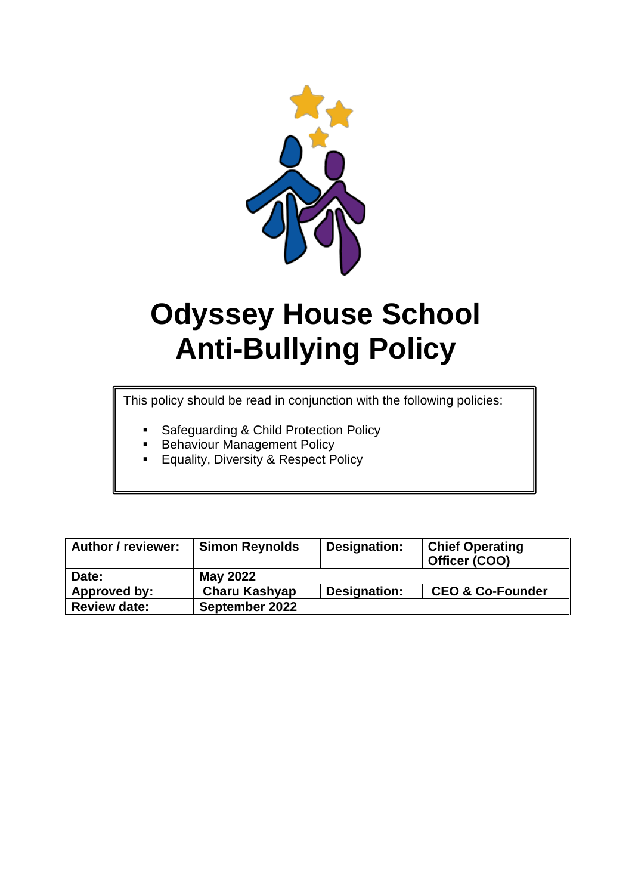# Odyssey House School
# Anti-Bullying Policy

This policy should be read in conjunction with the following policies:

- Safeguarding & Child Protection Policy
- Behaviour Management Policy
- Equality, Diversity & Respect Policy

| Author / reviewer: | Simon Reynolds | Designation: | Chief Operating Officer (COO) |
|---|---|---|---|
| Date: | May 2022 | | |
| Approved by: | Charu Kashyap | Designation: | CEO & Co-Founder |
| Review date: | September 2022 | | |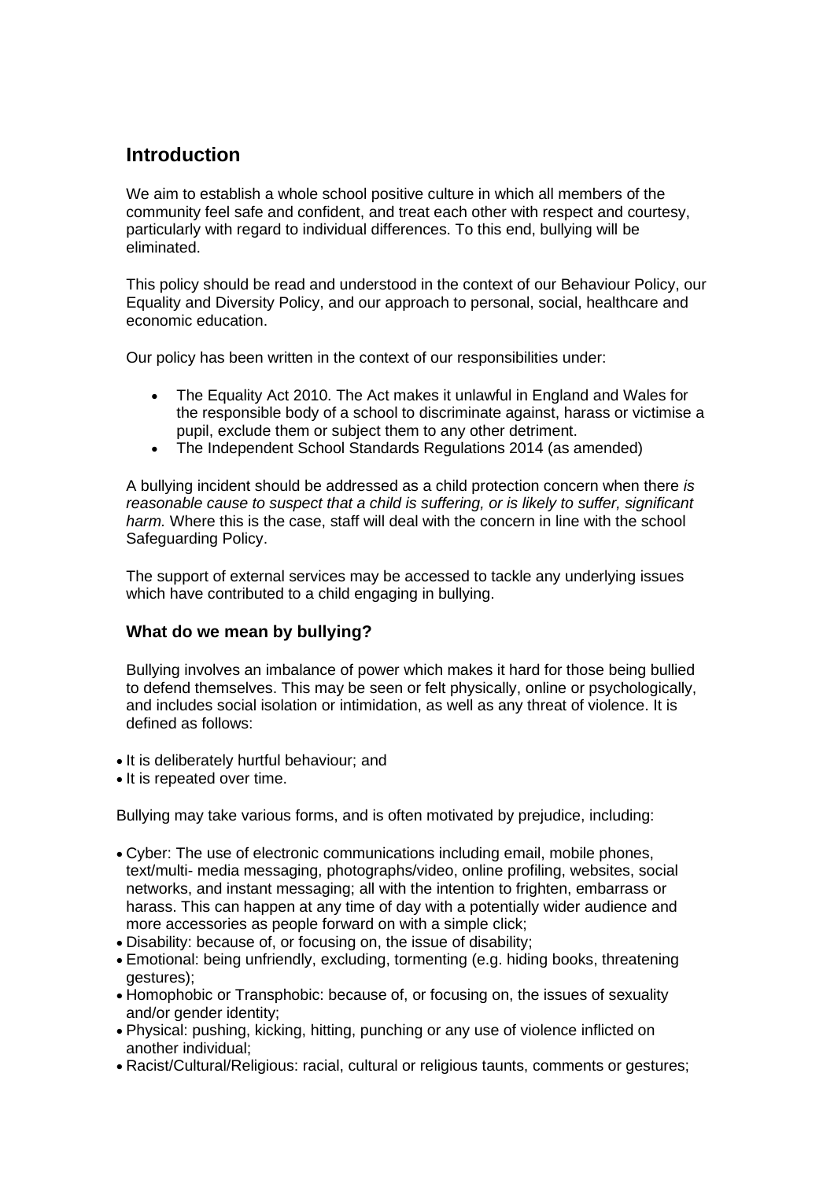## Introduction

We aim to establish a whole school positive culture in which all members of the community feel safe and confident, and treat each other with respect and courtesy, particularly with regard to individual differences. To this end, bullying will be eliminated.

This policy should be read and understood in the context of our Behaviour Policy, our Equality and Diversity Policy, and our approach to personal, social, healthcare and economic education.

Our policy has been written in the context of our responsibilities under:

- The Equality Act 2010. The Act makes it unlawful in England and Wales for the responsible body of a school to discriminate against, harass or victimise a pupil, exclude them or subject them to any other detriment.
- The Independent School Standards Regulations 2014 (as amended)

A bullying incident should be addressed as a child protection concern when there *is reasonable cause to suspect that a child is suffering, or is likely to suffer, significant harm.* Where this is the case, staff will deal with the concern in line with the school Safeguarding Policy.

The support of external services may be accessed to tackle any underlying issues which have contributed to a child engaging in bullying.

### What do we mean by bullying?

Bullying involves an imbalance of power which makes it hard for those being bullied to defend themselves. This may be seen or felt physically, online or psychologically, and includes social isolation or intimidation, as well as any threat of violence. It is defined as follows:

- It is deliberately hurtful behaviour; and
- It is repeated over time.

Bullying may take various forms, and is often motivated by prejudice, including:

- Cyber: The use of electronic communications including email, mobile phones, text/multi- media messaging, photographs/video, online profiling, websites, social networks, and instant messaging; all with the intention to frighten, embarrass or harass. This can happen at any time of day with a potentially wider audience and more accessories as people forward on with a simple click;
- Disability: because of, or focusing on, the issue of disability;
- Emotional: being unfriendly, excluding, tormenting (e.g. hiding books, threatening gestures);
- Homophobic or Transphobic: because of, or focusing on, the issues of sexuality and/or gender identity;
- Physical: pushing, kicking, hitting, punching or any use of violence inflicted on another individual;
- Racist/Cultural/Religious: racial, cultural or religious taunts, comments or gestures;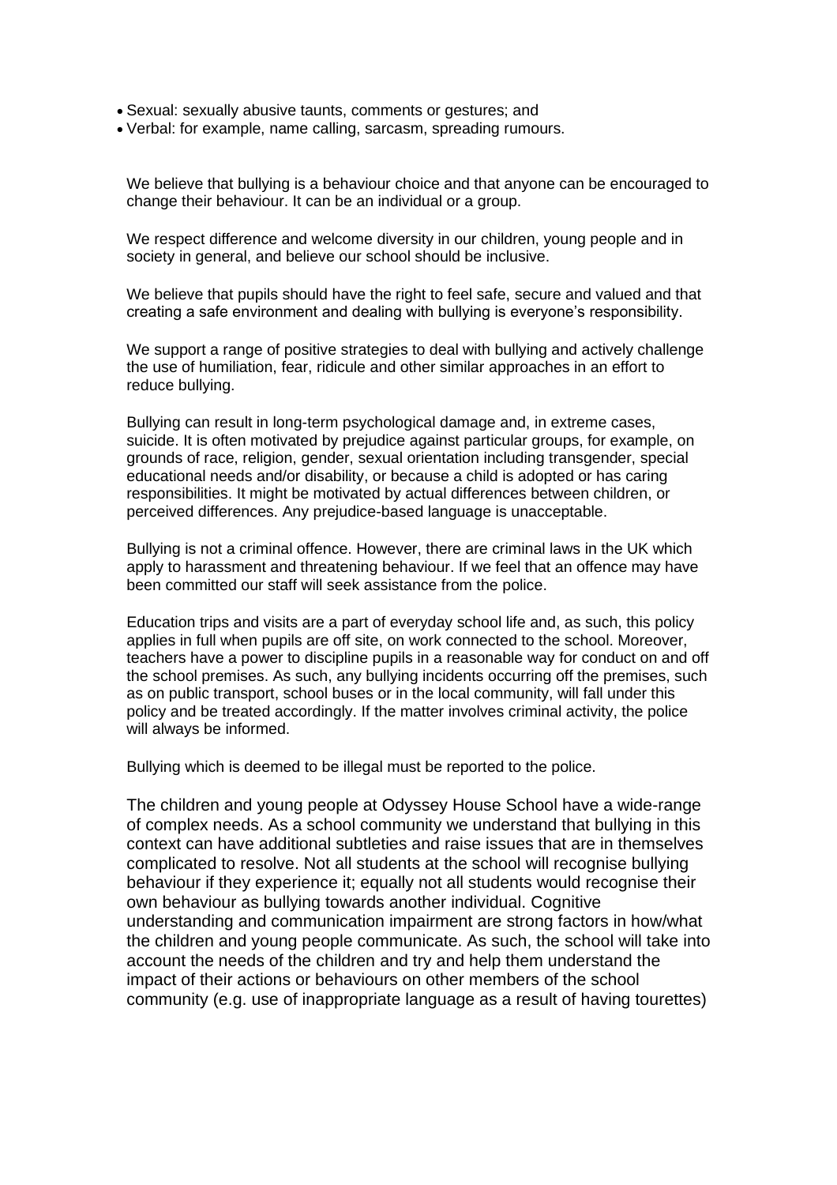- Sexual: sexually abusive taunts, comments or gestures; and
- Verbal: for example, name calling, sarcasm, spreading rumours.

We believe that bullying is a behaviour choice and that anyone can be encouraged to change their behaviour. It can be an individual or a group.

We respect difference and welcome diversity in our children, young people and in society in general, and believe our school should be inclusive.

We believe that pupils should have the right to feel safe, secure and valued and that creating a safe environment and dealing with bullying is everyone's responsibility.

We support a range of positive strategies to deal with bullying and actively challenge the use of humiliation, fear, ridicule and other similar approaches in an effort to reduce bullying.

Bullying can result in long-term psychological damage and, in extreme cases, suicide. It is often motivated by prejudice against particular groups, for example, on grounds of race, religion, gender, sexual orientation including transgender, special educational needs and/or disability, or because a child is adopted or has caring responsibilities. It might be motivated by actual differences between children, or perceived differences. Any prejudice-based language is unacceptable.

Bullying is not a criminal offence. However, there are criminal laws in the UK which apply to harassment and threatening behaviour. If we feel that an offence may have been committed our staff will seek assistance from the police.

Education trips and visits are a part of everyday school life and, as such, this policy applies in full when pupils are off site, on work connected to the school. Moreover, teachers have a power to discipline pupils in a reasonable way for conduct on and off the school premises. As such, any bullying incidents occurring off the premises, such as on public transport, school buses or in the local community, will fall under this policy and be treated accordingly. If the matter involves criminal activity, the police will always be informed.

Bullying which is deemed to be illegal must be reported to the police.

The children and young people at Odyssey House School have a wide-range of complex needs. As a school community we understand that bullying in this context can have additional subtleties and raise issues that are in themselves complicated to resolve. Not all students at the school will recognise bullying behaviour if they experience it; equally not all students would recognise their own behaviour as bullying towards another individual. Cognitive understanding and communication impairment are strong factors in how/what the children and young people communicate. As such, the school will take into account the needs of the children and try and help them understand the impact of their actions or behaviours on other members of the school community (e.g. use of inappropriate language as a result of having tourettes)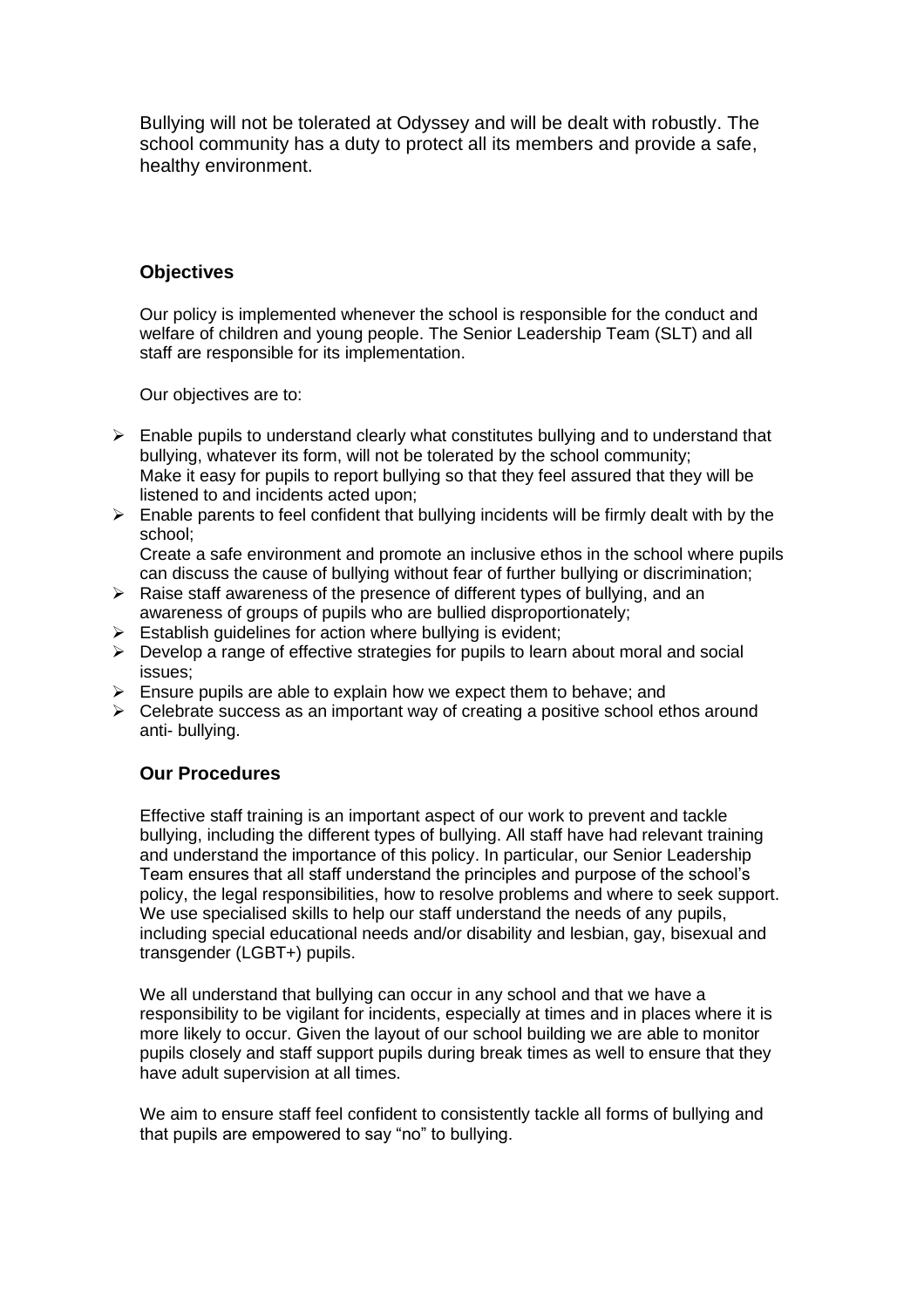Bullying will not be tolerated at Odyssey and will be dealt with robustly. The school community has a duty to protect all its members and provide a safe, healthy environment.

### Objectives

Our policy is implemented whenever the school is responsible for the conduct and welfare of children and young people. The Senior Leadership Team (SLT) and all staff are responsible for its implementation.

Our objectives are to:

- Enable pupils to understand clearly what constitutes bullying and to understand that bullying, whatever its form, will not be tolerated by the school community;
  Make it easy for pupils to report bullying so that they feel assured that they will be listened to and incidents acted upon;
- Enable parents to feel confident that bullying incidents will be firmly dealt with by the school;
  Create a safe environment and promote an inclusive ethos in the school where pupils can discuss the cause of bullying without fear of further bullying or discrimination;
- Raise staff awareness of the presence of different types of bullying, and an awareness of groups of pupils who are bullied disproportionately;
- Establish guidelines for action where bullying is evident;
- Develop a range of effective strategies for pupils to learn about moral and social issues;
- Ensure pupils are able to explain how we expect them to behave; and
- Celebrate success as an important way of creating a positive school ethos around anti- bullying.

### Our Procedures

Effective staff training is an important aspect of our work to prevent and tackle bullying, including the different types of bullying. All staff have had relevant training and understand the importance of this policy. In particular, our Senior Leadership Team ensures that all staff understand the principles and purpose of the school's policy, the legal responsibilities, how to resolve problems and where to seek support. We use specialised skills to help our staff understand the needs of any pupils, including special educational needs and/or disability and lesbian, gay, bisexual and transgender (LGBT+) pupils.

We all understand that bullying can occur in any school and that we have a responsibility to be vigilant for incidents, especially at times and in places where it is more likely to occur. Given the layout of our school building we are able to monitor pupils closely and staff support pupils during break times as well to ensure that they have adult supervision at all times.

We aim to ensure staff feel confident to consistently tackle all forms of bullying and that pupils are empowered to say "no" to bullying.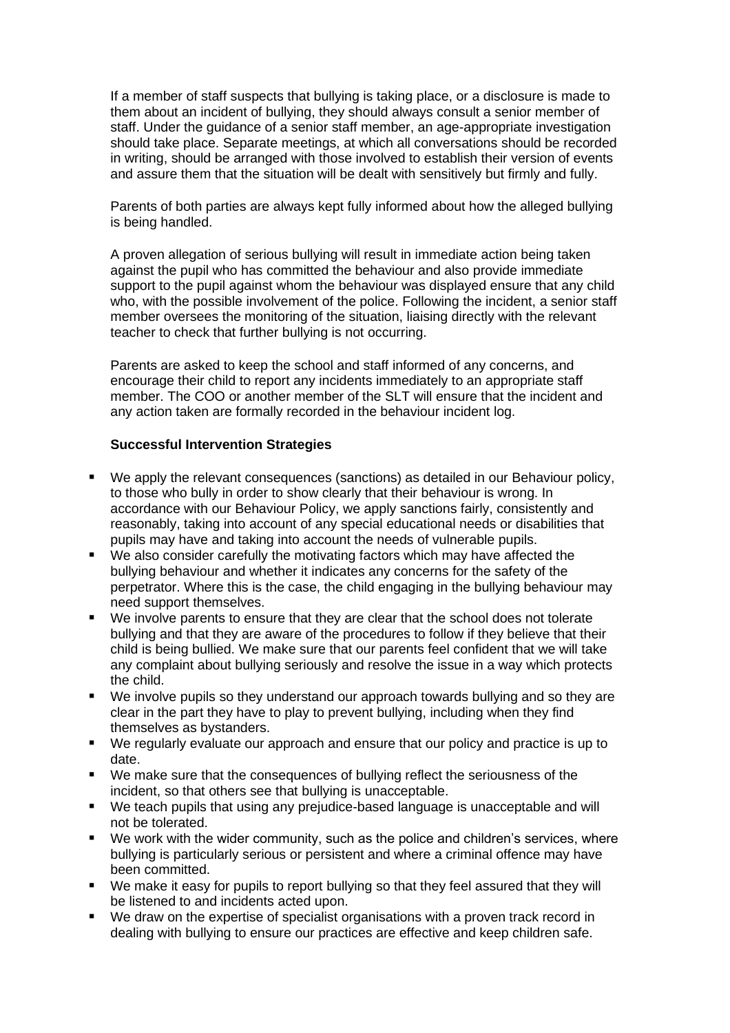If a member of staff suspects that bullying is taking place, or a disclosure is made to them about an incident of bullying, they should always consult a senior member of staff. Under the guidance of a senior staff member, an age-appropriate investigation should take place. Separate meetings, at which all conversations should be recorded in writing, should be arranged with those involved to establish their version of events and assure them that the situation will be dealt with sensitively but firmly and fully.

Parents of both parties are always kept fully informed about how the alleged bullying is being handled.

A proven allegation of serious bullying will result in immediate action being taken against the pupil who has committed the behaviour and also provide immediate support to the pupil against whom the behaviour was displayed ensure that any child who, with the possible involvement of the police. Following the incident, a senior staff member oversees the monitoring of the situation, liaising directly with the relevant teacher to check that further bullying is not occurring.

Parents are asked to keep the school and staff informed of any concerns, and encourage their child to report any incidents immediately to an appropriate staff member. The COO or another member of the SLT will ensure that the incident and any action taken are formally recorded in the behaviour incident log.

**Successful Intervention Strategies**

- We apply the relevant consequences (sanctions) as detailed in our Behaviour policy, to those who bully in order to show clearly that their behaviour is wrong. In accordance with our Behaviour Policy, we apply sanctions fairly, consistently and reasonably, taking into account of any special educational needs or disabilities that pupils may have and taking into account the needs of vulnerable pupils.
- We also consider carefully the motivating factors which may have affected the bullying behaviour and whether it indicates any concerns for the safety of the perpetrator. Where this is the case, the child engaging in the bullying behaviour may need support themselves.
- We involve parents to ensure that they are clear that the school does not tolerate bullying and that they are aware of the procedures to follow if they believe that their child is being bullied. We make sure that our parents feel confident that we will take any complaint about bullying seriously and resolve the issue in a way which protects the child.
- We involve pupils so they understand our approach towards bullying and so they are clear in the part they have to play to prevent bullying, including when they find themselves as bystanders.
- We regularly evaluate our approach and ensure that our policy and practice is up to date.
- We make sure that the consequences of bullying reflect the seriousness of the incident, so that others see that bullying is unacceptable.
- We teach pupils that using any prejudice-based language is unacceptable and will not be tolerated.
- We work with the wider community, such as the police and children's services, where bullying is particularly serious or persistent and where a criminal offence may have been committed.
- We make it easy for pupils to report bullying so that they feel assured that they will be listened to and incidents acted upon.
- We draw on the expertise of specialist organisations with a proven track record in dealing with bullying to ensure our practices are effective and keep children safe.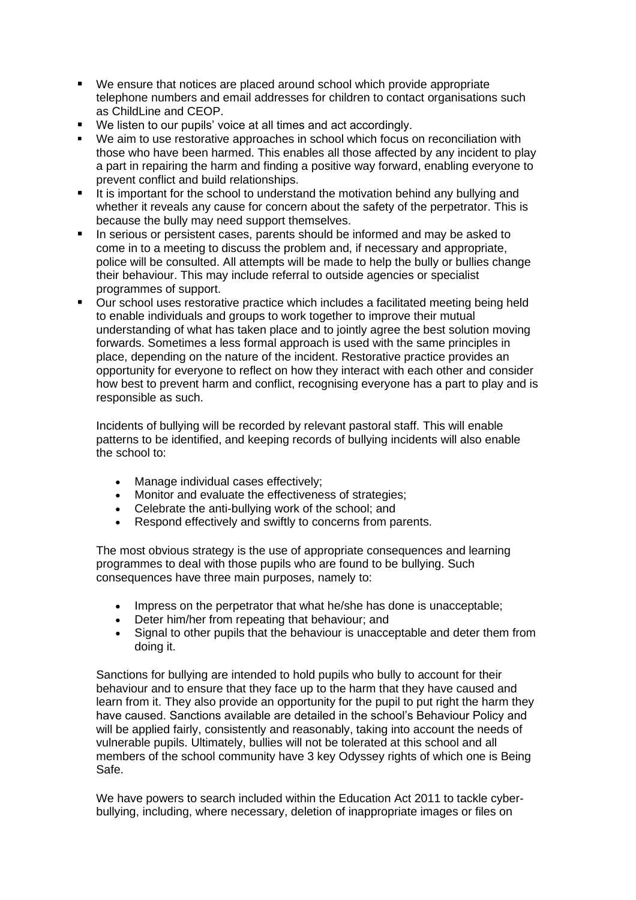- We ensure that notices are placed around school which provide appropriate telephone numbers and email addresses for children to contact organisations such as ChildLine and CEOP.
- We listen to our pupils' voice at all times and act accordingly.
- We aim to use restorative approaches in school which focus on reconciliation with those who have been harmed. This enables all those affected by any incident to play a part in repairing the harm and finding a positive way forward, enabling everyone to prevent conflict and build relationships.
- It is important for the school to understand the motivation behind any bullying and whether it reveals any cause for concern about the safety of the perpetrator. This is because the bully may need support themselves.
- In serious or persistent cases, parents should be informed and may be asked to come in to a meeting to discuss the problem and, if necessary and appropriate, police will be consulted. All attempts will be made to help the bully or bullies change their behaviour. This may include referral to outside agencies or specialist programmes of support.
- Our school uses restorative practice which includes a facilitated meeting being held to enable individuals and groups to work together to improve their mutual understanding of what has taken place and to jointly agree the best solution moving forwards. Sometimes a less formal approach is used with the same principles in place, depending on the nature of the incident. Restorative practice provides an opportunity for everyone to reflect on how they interact with each other and consider how best to prevent harm and conflict, recognising everyone has a part to play and is responsible as such.

  Incidents of bullying will be recorded by relevant pastoral staff. This will enable patterns to be identified, and keeping records of bullying incidents will also enable the school to:

  - Manage individual cases effectively;
  - Monitor and evaluate the effectiveness of strategies;
  - Celebrate the anti-bullying work of the school; and
  - Respond effectively and swiftly to concerns from parents.

  The most obvious strategy is the use of appropriate consequences and learning programmes to deal with those pupils who are found to be bullying. Such consequences have three main purposes, namely to:

  - Impress on the perpetrator that what he/she has done is unacceptable;
  - Deter him/her from repeating that behaviour; and
  - Signal to other pupils that the behaviour is unacceptable and deter them from doing it.

  Sanctions for bullying are intended to hold pupils who bully to account for their behaviour and to ensure that they face up to the harm that they have caused and learn from it. They also provide an opportunity for the pupil to put right the harm they have caused. Sanctions available are detailed in the school's Behaviour Policy and will be applied fairly, consistently and reasonably, taking into account the needs of vulnerable pupils. Ultimately, bullies will not be tolerated at this school and all members of the school community have 3 key Odyssey rights of which one is Being Safe.

  We have powers to search included within the Education Act 2011 to tackle cyber-bullying, including, where necessary, deletion of inappropriate images or files on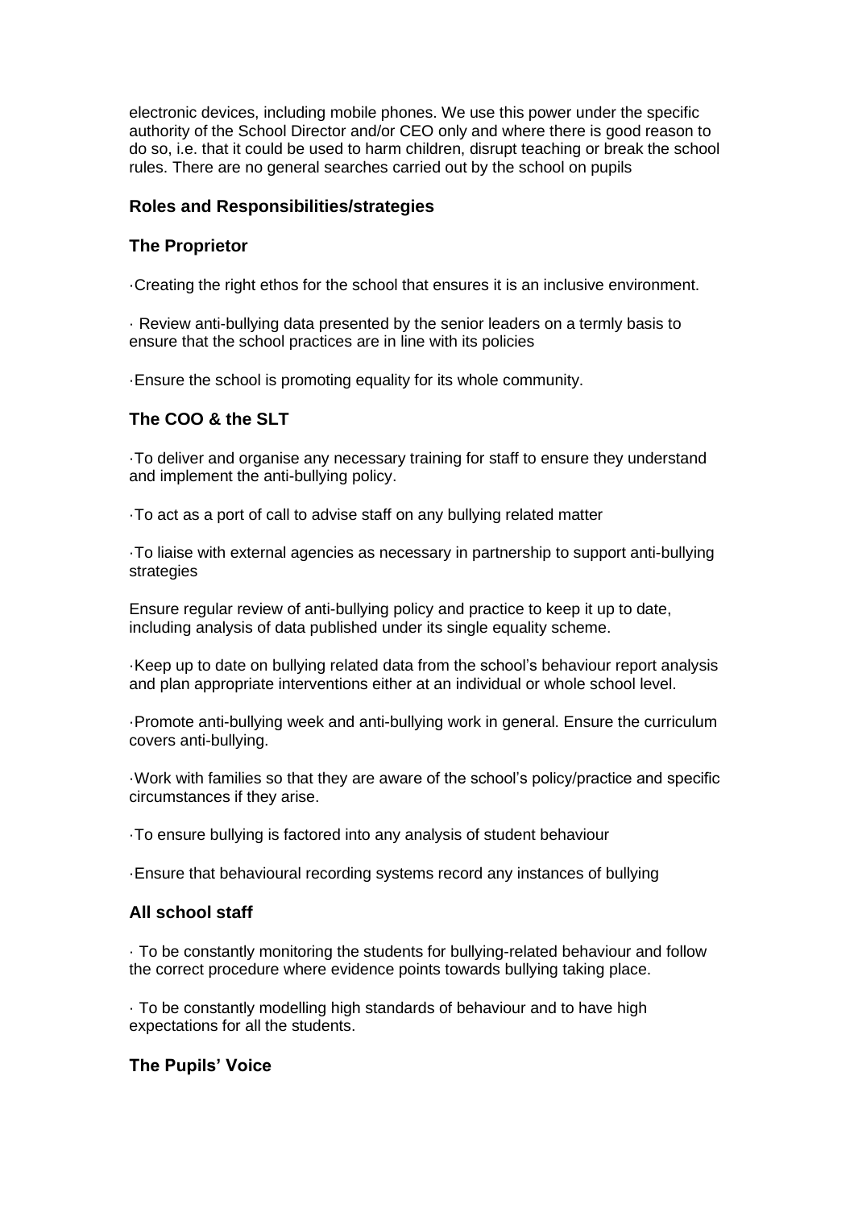electronic devices, including mobile phones. We use this power under the specific authority of the School Director and/or CEO only and where there is good reason to do so, i.e. that it could be used to harm children, disrupt teaching or break the school rules. There are no general searches carried out by the school on pupils

## Roles and Responsibilities/strategies

### The Proprietor

·Creating the right ethos for the school that ensures it is an inclusive environment.

· Review anti-bullying data presented by the senior leaders on a termly basis to ensure that the school practices are in line with its policies

·Ensure the school is promoting equality for its whole community.

### The COO & the SLT

·To deliver and organise any necessary training for staff to ensure they understand and implement the anti-bullying policy.

·To act as a port of call to advise staff on any bullying related matter

·To liaise with external agencies as necessary in partnership to support anti-bullying strategies

Ensure regular review of anti-bullying policy and practice to keep it up to date, including analysis of data published under its single equality scheme.

·Keep up to date on bullying related data from the school's behaviour report analysis and plan appropriate interventions either at an individual or whole school level.

·Promote anti-bullying week and anti-bullying work in general. Ensure the curriculum covers anti-bullying.

·Work with families so that they are aware of the school's policy/practice and specific circumstances if they arise.

·To ensure bullying is factored into any analysis of student behaviour

·Ensure that behavioural recording systems record any instances of bullying

### All school staff

· To be constantly monitoring the students for bullying-related behaviour and follow the correct procedure where evidence points towards bullying taking place.

· To be constantly modelling high standards of behaviour and to have high expectations for all the students.

### The Pupils' Voice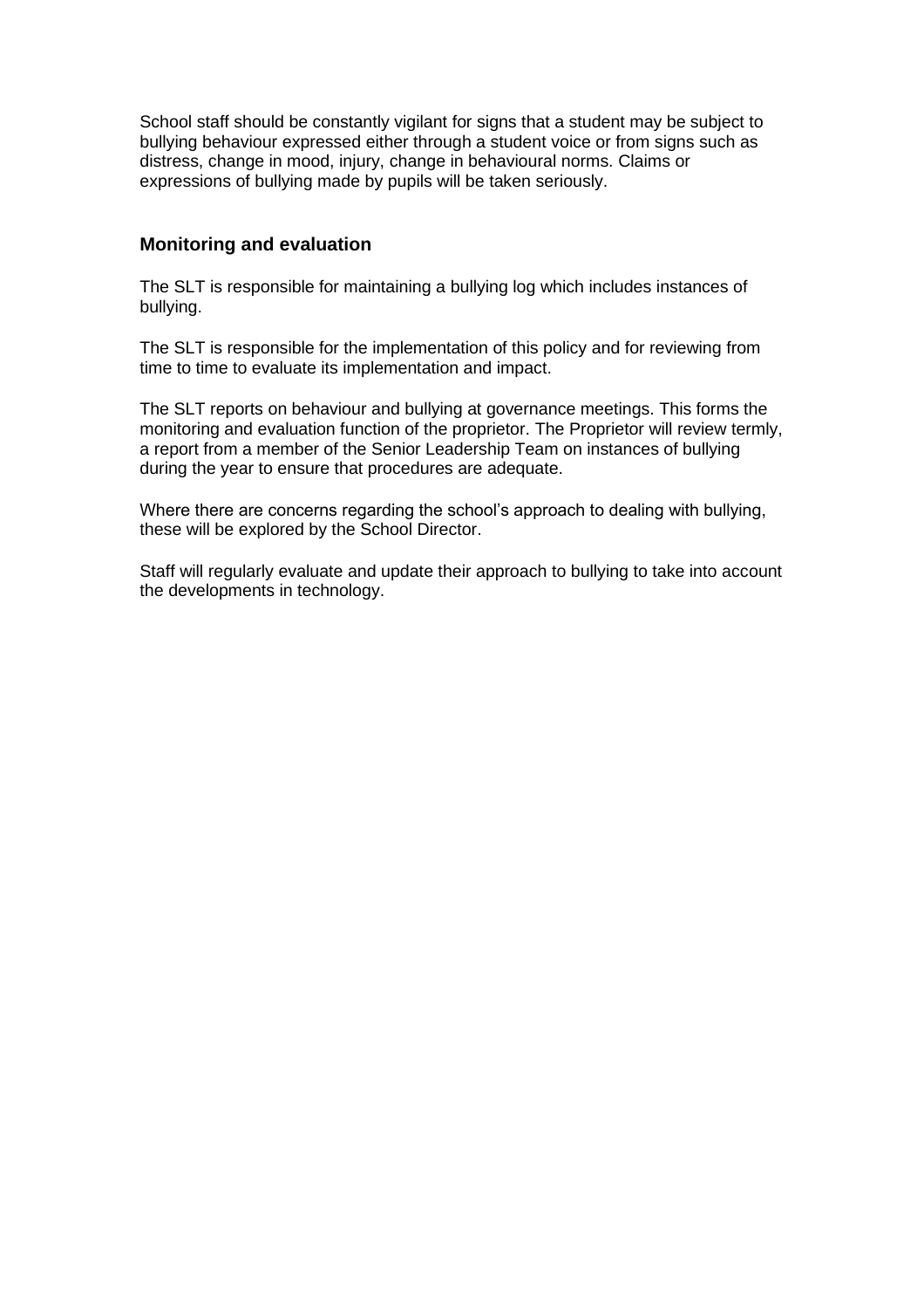School staff should be constantly vigilant for signs that a student may be subject to bullying behaviour expressed either through a student voice or from signs such as distress, change in mood, injury, change in behavioural norms. Claims or expressions of bullying made by pupils will be taken seriously.

### Monitoring and evaluation

The SLT is responsible for maintaining a bullying log which includes instances of bullying.

The SLT is responsible for the implementation of this policy and for reviewing from time to time to evaluate its implementation and impact.

The SLT reports on behaviour and bullying at governance meetings. This forms the monitoring and evaluation function of the proprietor. The Proprietor will review termly, a report from a member of the Senior Leadership Team on instances of bullying during the year to ensure that procedures are adequate.

Where there are concerns regarding the school's approach to dealing with bullying, these will be explored by the School Director.

Staff will regularly evaluate and update their approach to bullying to take into account the developments in technology.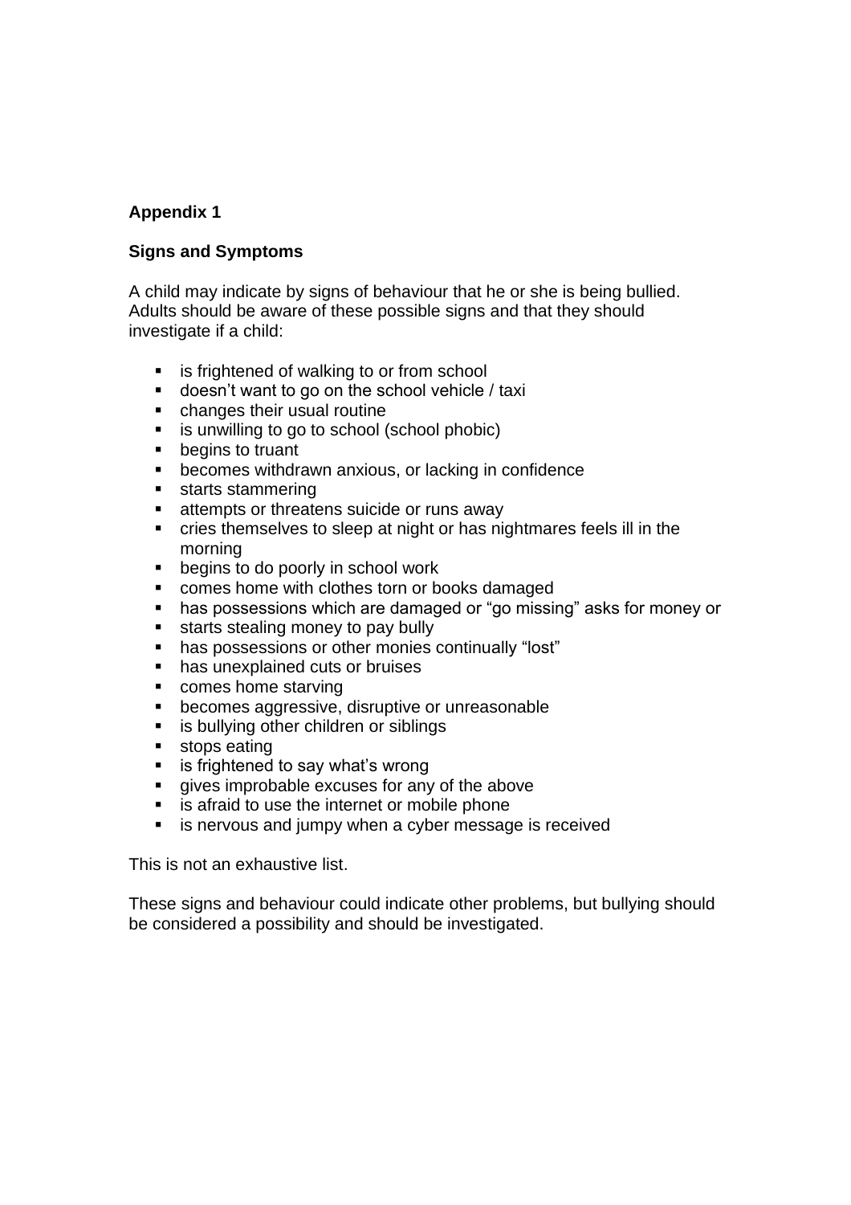**Appendix 1**

**Signs and Symptoms**

A child may indicate by signs of behaviour that he or she is being bullied. Adults should be aware of these possible signs and that they should investigate if a child:

- is frightened of walking to or from school
- doesn't want to go on the school vehicle / taxi
- changes their usual routine
- is unwilling to go to school (school phobic)
- begins to truant
- becomes withdrawn anxious, or lacking in confidence
- starts stammering
- attempts or threatens suicide or runs away
- cries themselves to sleep at night or has nightmares feels ill in the morning
- begins to do poorly in school work
- comes home with clothes torn or books damaged
- has possessions which are damaged or "go missing" asks for money or
- starts stealing money to pay bully
- has possessions or other monies continually "lost"
- has unexplained cuts or bruises
- comes home starving
- becomes aggressive, disruptive or unreasonable
- is bullying other children or siblings
- stops eating
- is frightened to say what's wrong
- gives improbable excuses for any of the above
- is afraid to use the internet or mobile phone
- is nervous and jumpy when a cyber message is received

This is not an exhaustive list.

These signs and behaviour could indicate other problems, but bullying should be considered a possibility and should be investigated.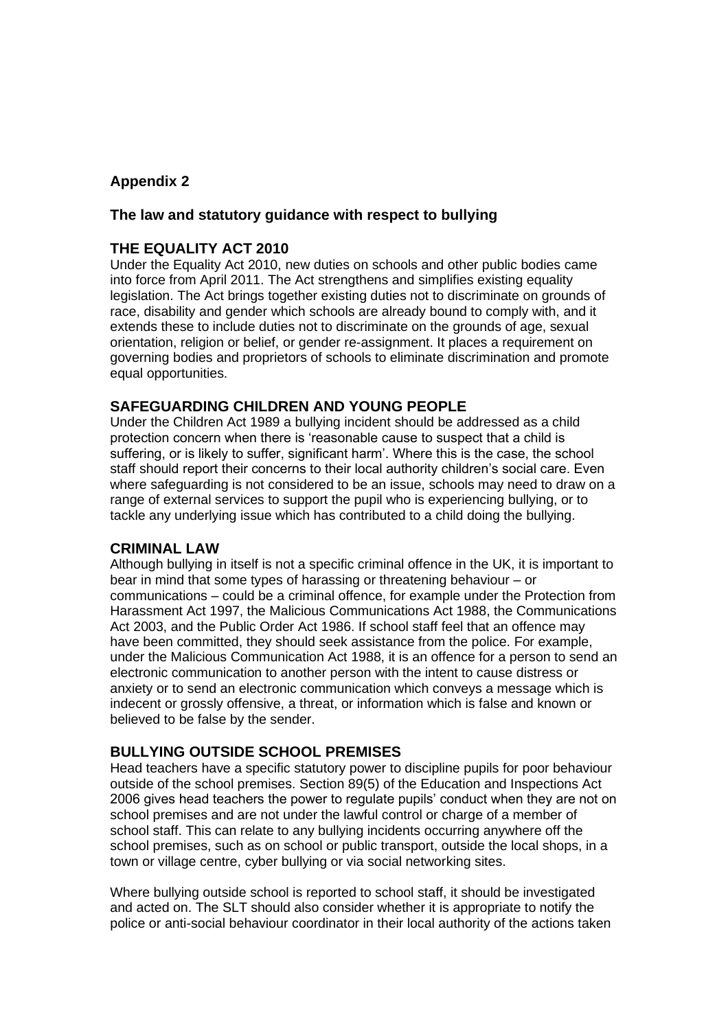## Appendix 2

### The law and statutory guidance with respect to bullying

### THE EQUALITY ACT 2010

Under the Equality Act 2010, new duties on schools and other public bodies came into force from April 2011. The Act strengthens and simplifies existing equality legislation. The Act brings together existing duties not to discriminate on grounds of race, disability and gender which schools are already bound to comply with, and it extends these to include duties not to discriminate on the grounds of age, sexual orientation, religion or belief, or gender re-assignment. It places a requirement on governing bodies and proprietors of schools to eliminate discrimination and promote equal opportunities.

### SAFEGUARDING CHILDREN AND YOUNG PEOPLE

Under the Children Act 1989 a bullying incident should be addressed as a child protection concern when there is 'reasonable cause to suspect that a child is suffering, or is likely to suffer, significant harm'. Where this is the case, the school staff should report their concerns to their local authority children's social care. Even where safeguarding is not considered to be an issue, schools may need to draw on a range of external services to support the pupil who is experiencing bullying, or to tackle any underlying issue which has contributed to a child doing the bullying.

### CRIMINAL LAW

Although bullying in itself is not a specific criminal offence in the UK, it is important to bear in mind that some types of harassing or threatening behaviour – or communications – could be a criminal offence, for example under the Protection from Harassment Act 1997, the Malicious Communications Act 1988, the Communications Act 2003, and the Public Order Act 1986. If school staff feel that an offence may have been committed, they should seek assistance from the police. For example, under the Malicious Communication Act 1988, it is an offence for a person to send an electronic communication to another person with the intent to cause distress or anxiety or to send an electronic communication which conveys a message which is indecent or grossly offensive, a threat, or information which is false and known or believed to be false by the sender.

### BULLYING OUTSIDE SCHOOL PREMISES

Head teachers have a specific statutory power to discipline pupils for poor behaviour outside of the school premises. Section 89(5) of the Education and Inspections Act 2006 gives head teachers the power to regulate pupils' conduct when they are not on school premises and are not under the lawful control or charge of a member of school staff. This can relate to any bullying incidents occurring anywhere off the school premises, such as on school or public transport, outside the local shops, in a town or village centre, cyber bullying or via social networking sites.

Where bullying outside school is reported to school staff, it should be investigated and acted on. The SLT should also consider whether it is appropriate to notify the police or anti-social behaviour coordinator in their local authority of the actions taken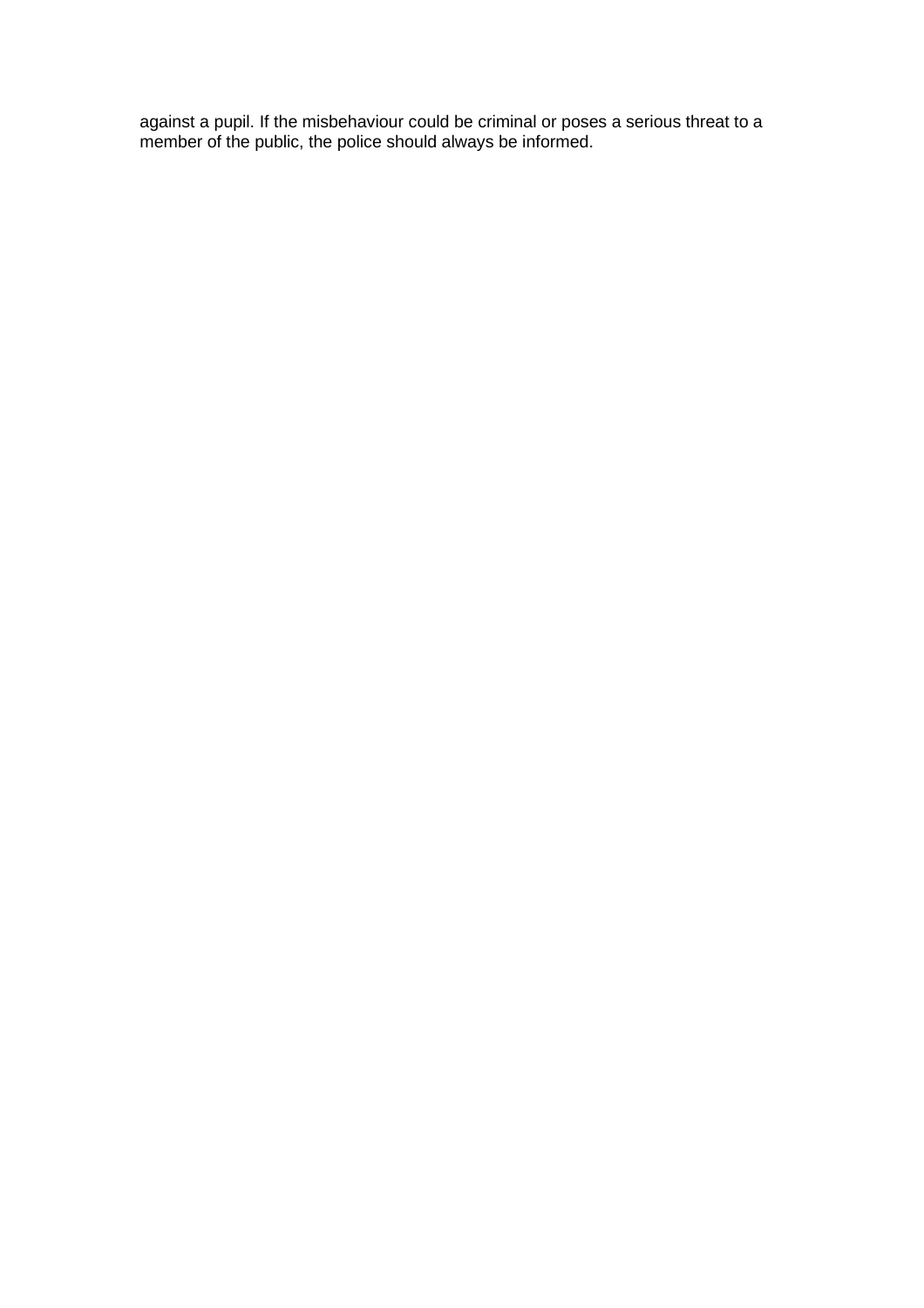against a pupil. If the misbehaviour could be criminal or poses a serious threat to a member of the public, the police should always be informed.